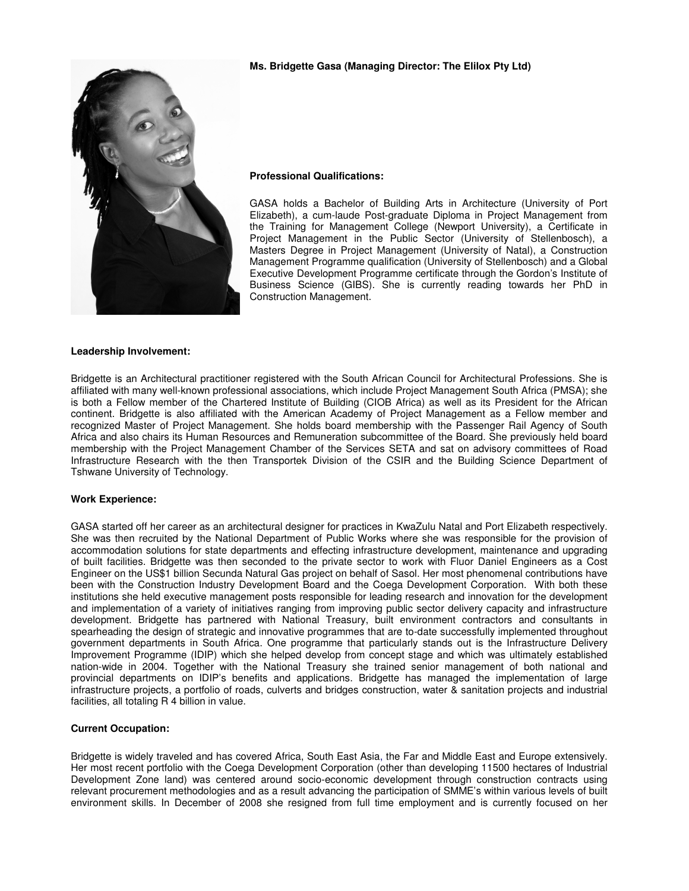**Ms. Bridgette Gasa (Managing Director: The Elilox Pty Ltd)**

**Professional Qualifications:**

GASA holds a Bachelor of Building Arts in Architecture (University of Port Elizabeth), a cum-laude Post-graduate Diploma in Project Management from the Training for Management College (Newport University), a Certificate in Project Management in the Public Sector (University of Stellenbosch), a Masters Degree in Project Management (University of Natal), a Construction Management Programme qualification (University of Stellenbosch) and a Global Executive Development Programme certificate through the Gordon's Institute of Business Science (GIBS). She is currently reading towards her PhD in Construction Management.

**Leadership Involvement:**

Bridgette is an Architectural practitioner registered with the South African Council for Architectural Professions. She is affiliated with many well-known professional associations, which include Project Management South Africa (PMSA); she is both a Fellow member of the Chartered Institute of Building (CIOB Africa) as well as its President for the African continent. Bridgette is also affiliated with the American Academy of Project Management as a Fellow member and recognized Master of Project Management. She holds board membership with the Passenger Rail Agency of South Africa and also chairs its Human Resources and Remuneration subcommittee of the Board. She previously held board membership with the Project Management Chamber of the Services SETA and sat on advisory committees of Road Infrastructure Research with the then Transportek Division of the CSIR and the Building Science Department of Tshwane University of Technology.

**Work Experience:**

GASA started off her career as an architectural designer for practices in KwaZulu Natal and Port Elizabeth respectively. She was then recruited by the National Department of Public Works where she was responsible for the provision of accommodation solutions for state departments and effecting infrastructure development, maintenance and upgrading of built facilities. Bridgette was then seconded to the private sector to work with Fluor Daniel Engineers as a Cost Engineer on the US$1 billion Secunda Natural Gas project on behalf of Sasol. Her most phenomenal contributions have been with the Construction Industry Development Board and the Coega Development Corporation. With both these institutions she held executive management posts responsible for leading research and innovation for the development and implementation of a variety of initiatives ranging from improving public sector delivery capacity and infrastructure development. Bridgette has partnered with National Treasury, built environment contractors and consultants in spearheading the design of strategic and innovative programmes that are to-date successfully implemented throughout government departments in South Africa. One programme that particularly stands out is the Infrastructure Delivery Improvement Programme (IDIP) which she helped develop from concept stage and which was ultimately established nation-wide in 2004. Together with the National Treasury she trained senior management of both national and provincial departments on IDIP's benefits and applications. Bridgette has managed the implementation of large infrastructure projects, a portfolio of roads, culverts and bridges construction, water & sanitation projects and industrial facilities, all totaling R 4 billion in value.

**Current Occupation:**

Bridgette is widely traveled and has covered Africa, South East Asia, the Far and Middle East and Europe extensively. Her most recent portfolio with the Coega Development Corporation (other than developing 11500 hectares of Industrial Development Zone land) was centered around socio-economic development through construction contracts using relevant procurement methodologies and as a result advancing the participation of SMME's within various levels of built environment skills. In December of 2008 she resigned from full time employment and is currently focused on her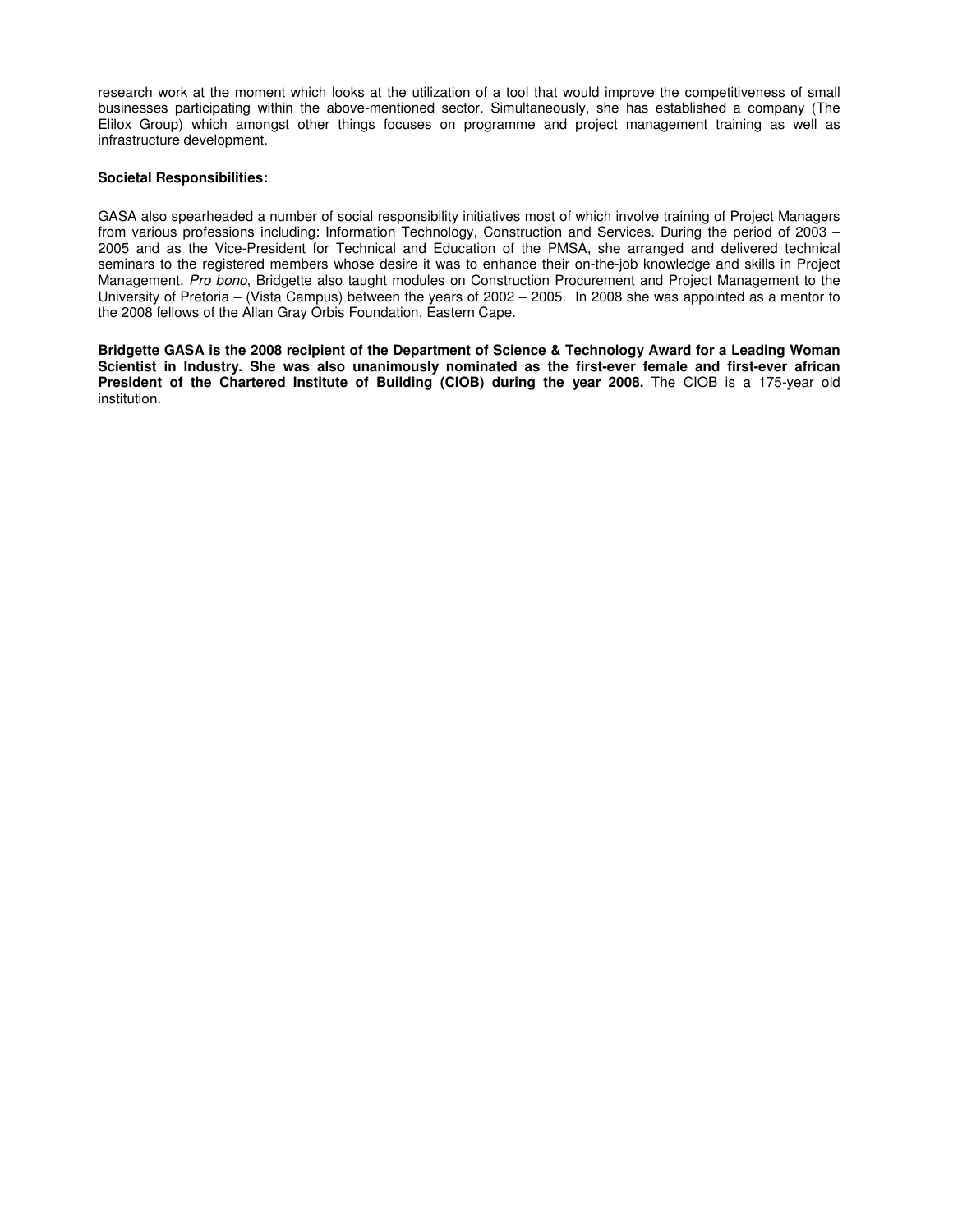research work at the moment which looks at the utilization of a tool that would improve the competitiveness of small businesses participating within the above-mentioned sector. Simultaneously, she has established a company (The Elilox Group) which amongst other things focuses on programme and project management training as well as infrastructure development.

**Societal Responsibilities:**

GASA also spearheaded a number of social responsibility initiatives most of which involve training of Project Managers from various professions including: Information Technology, Construction and Services. During the period of 2003 – 2005 and as the Vice-President for Technical and Education of the PMSA, she arranged and delivered technical seminars to the registered members whose desire it was to enhance their on-the-job knowledge and skills in Project Management. *Pro bono*, Bridgette also taught modules on Construction Procurement and Project Management to the University of Pretoria – (Vista Campus) between the years of 2002 – 2005. In 2008 she was appointed as a mentor to the 2008 fellows of the Allan Gray Orbis Foundation, Eastern Cape.

**Bridgette GASA is the 2008 recipient of the Department of Science & Technology Award for a Leading Woman Scientist in Industry. She was also unanimously nominated as the first-ever female and first-ever african President of the Chartered Institute of Building (CIOB) during the year 2008.** The CIOB is a 175-year old institution.